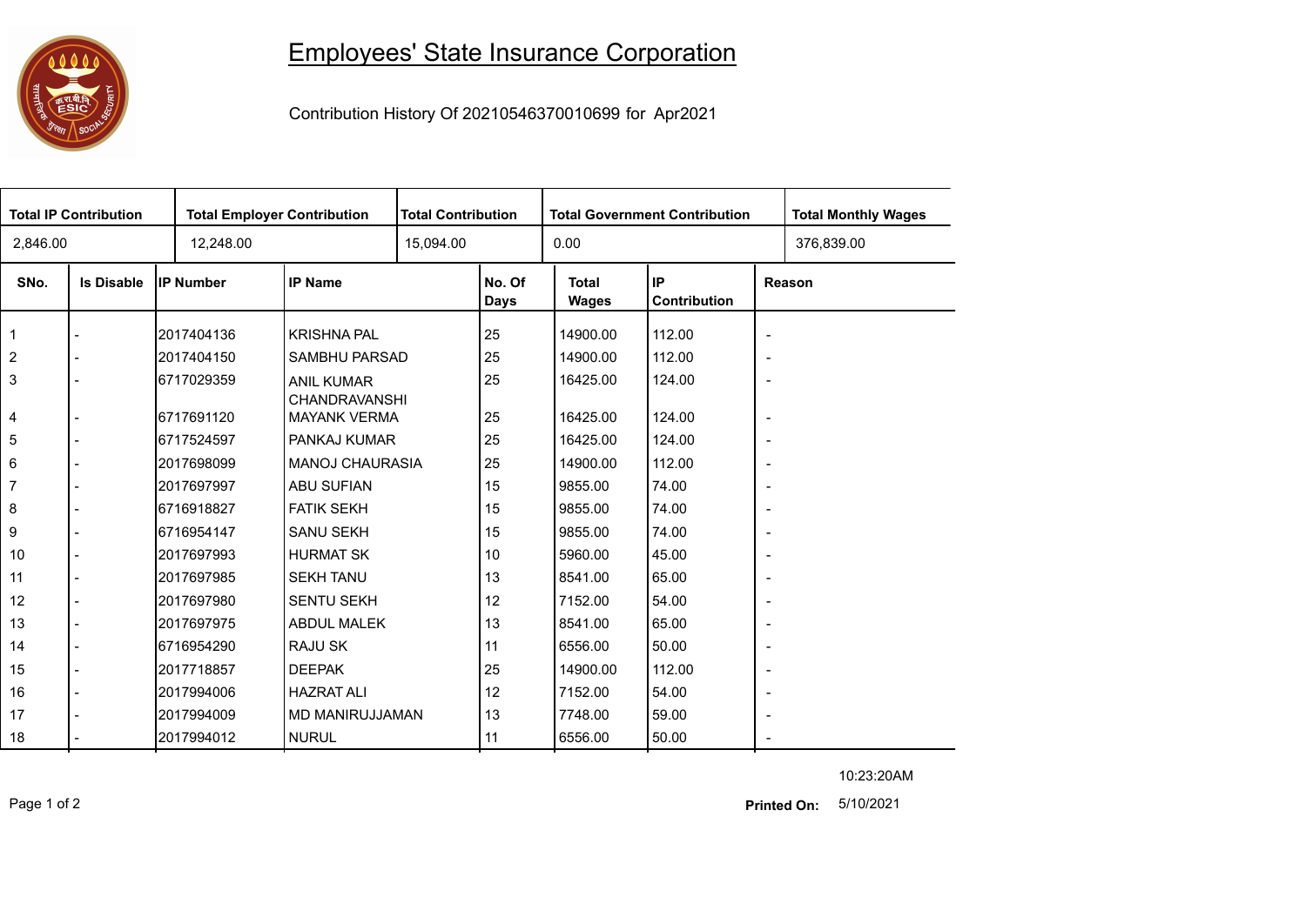# Employees' State Insurance Corporation

Contribution History Of 20210546370010699 for Apr2021

| Total IP Contribution | Total Employer Contribution | Total Contribution | Total Government Contribution | Total Monthly Wages |
|---|---|---|---|---|
| 2,846.00 | 12,248.00 | 15,094.00 | 0.00 | 376,839.00 |

| SNo. | Is Disable | IP Number | IP Name | No. Of Days | Total Wages | IP Contribution | Reason |
|---|---|---|---|---|---|---|---|
| 1 | - | 2017404136 | KRISHNA PAL | 25 | 14900.00 | 112.00 | - |
| 2 | - | 2017404150 | SAMBHU PARSAD | 25 | 14900.00 | 112.00 | - |
| 3 | - | 6717029359 | ANIL KUMAR CHANDRAVANSHI | 25 | 16425.00 | 124.00 | - |
| 4 | - | 6717691120 | MAYANK VERMA | 25 | 16425.00 | 124.00 | - |
| 5 | - | 6717524597 | PANKAJ KUMAR | 25 | 16425.00 | 124.00 | - |
| 6 | - | 2017698099 | MANOJ CHAURASIA | 25 | 14900.00 | 112.00 | - |
| 7 | - | 2017697997 | ABU SUFIAN | 15 | 9855.00 | 74.00 | - |
| 8 | - | 6716918827 | FATIK SEKH | 15 | 9855.00 | 74.00 | - |
| 9 | - | 6716954147 | SANU SEKH | 15 | 9855.00 | 74.00 | - |
| 10 | - | 2017697993 | HURMAT SK | 10 | 5960.00 | 45.00 | - |
| 11 | - | 2017697985 | SEKH TANU | 13 | 8541.00 | 65.00 | - |
| 12 | - | 2017697980 | SENTU SEKH | 12 | 7152.00 | 54.00 | - |
| 13 | - | 2017697975 | ABDUL MALEK | 13 | 8541.00 | 65.00 | - |
| 14 | - | 6716954290 | RAJU SK | 11 | 6556.00 | 50.00 | - |
| 15 | - | 2017718857 | DEEPAK | 25 | 14900.00 | 112.00 | - |
| 16 | - | 2017994006 | HAZRAT ALI | 12 | 7152.00 | 54.00 | - |
| 17 | - | 2017994009 | MD MANIRUJJAMAN | 13 | 7748.00 | 59.00 | - |
| 18 | - | 2017994012 | NURUL | 11 | 6556.00 | 50.00 | - |

10:23:20AM

**Printed On:** 5/10/2021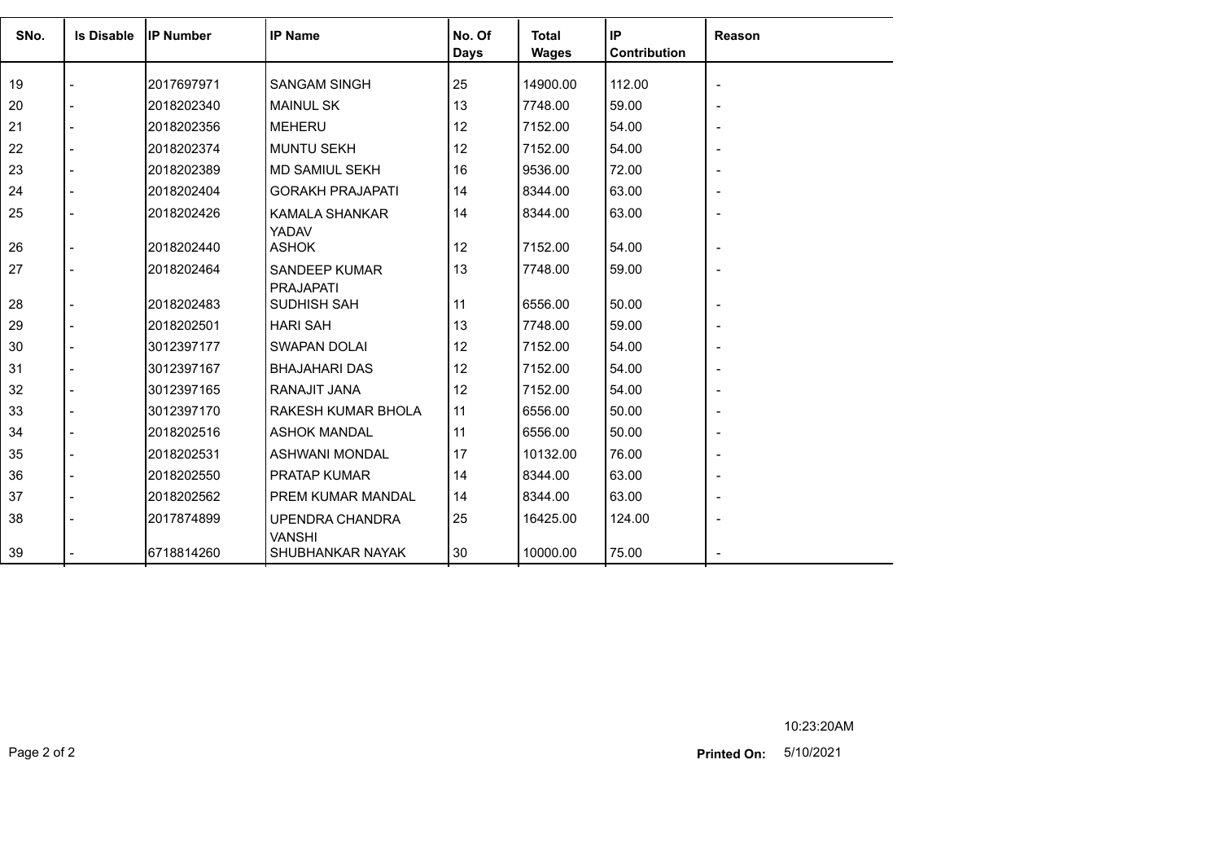| SNo. | Is Disable | IP Number | IP Name | No. Of Days | Total Wages | IP Contribution | Reason |
|---|---|---|---|---|---|---|---|
| 19 | - | 2017697971 | SANGAM SINGH | 25 | 14900.00 | 112.00 | - |
| 20 | - | 2018202340 | MAINUL SK | 13 | 7748.00 | 59.00 | - |
| 21 | - | 2018202356 | MEHERU | 12 | 7152.00 | 54.00 | - |
| 22 | - | 2018202374 | MUNTU SEKH | 12 | 7152.00 | 54.00 | - |
| 23 | - | 2018202389 | MD SAMIUL SEKH | 16 | 9536.00 | 72.00 | - |
| 24 | - | 2018202404 | GORAKH PRAJAPATI | 14 | 8344.00 | 63.00 | - |
| 25 | - | 2018202426 | KAMALA SHANKAR YADAV | 14 | 8344.00 | 63.00 | - |
| 26 | - | 2018202440 | ASHOK | 12 | 7152.00 | 54.00 | - |
| 27 | - | 2018202464 | SANDEEP KUMAR PRAJAPATI | 13 | 7748.00 | 59.00 | - |
| 28 | - | 2018202483 | SUDHISH SAH | 11 | 6556.00 | 50.00 | - |
| 29 | - | 2018202501 | HARI SAH | 13 | 7748.00 | 59.00 | - |
| 30 | - | 3012397177 | SWAPAN DOLAI | 12 | 7152.00 | 54.00 | - |
| 31 | - | 3012397167 | BHAJAHARI DAS | 12 | 7152.00 | 54.00 | - |
| 32 | - | 3012397165 | RANAJIT JANA | 12 | 7152.00 | 54.00 | - |
| 33 | - | 3012397170 | RAKESH KUMAR BHOLA | 11 | 6556.00 | 50.00 | - |
| 34 | - | 2018202516 | ASHOK MANDAL | 11 | 6556.00 | 50.00 | - |
| 35 | - | 2018202531 | ASHWANI MONDAL | 17 | 10132.00 | 76.00 | - |
| 36 | - | 2018202550 | PRATAP KUMAR | 14 | 8344.00 | 63.00 | - |
| 37 | - | 2018202562 | PREM KUMAR MANDAL | 14 | 8344.00 | 63.00 | - |
| 38 | - | 2017874899 | UPENDRA CHANDRA VANSHI | 25 | 16425.00 | 124.00 | - |
| 39 | - | 6718814260 | SHUBHANKAR NAYAK | 30 | 10000.00 | 75.00 | - |

10:23:20AM

**Printed On:** 5/10/2021